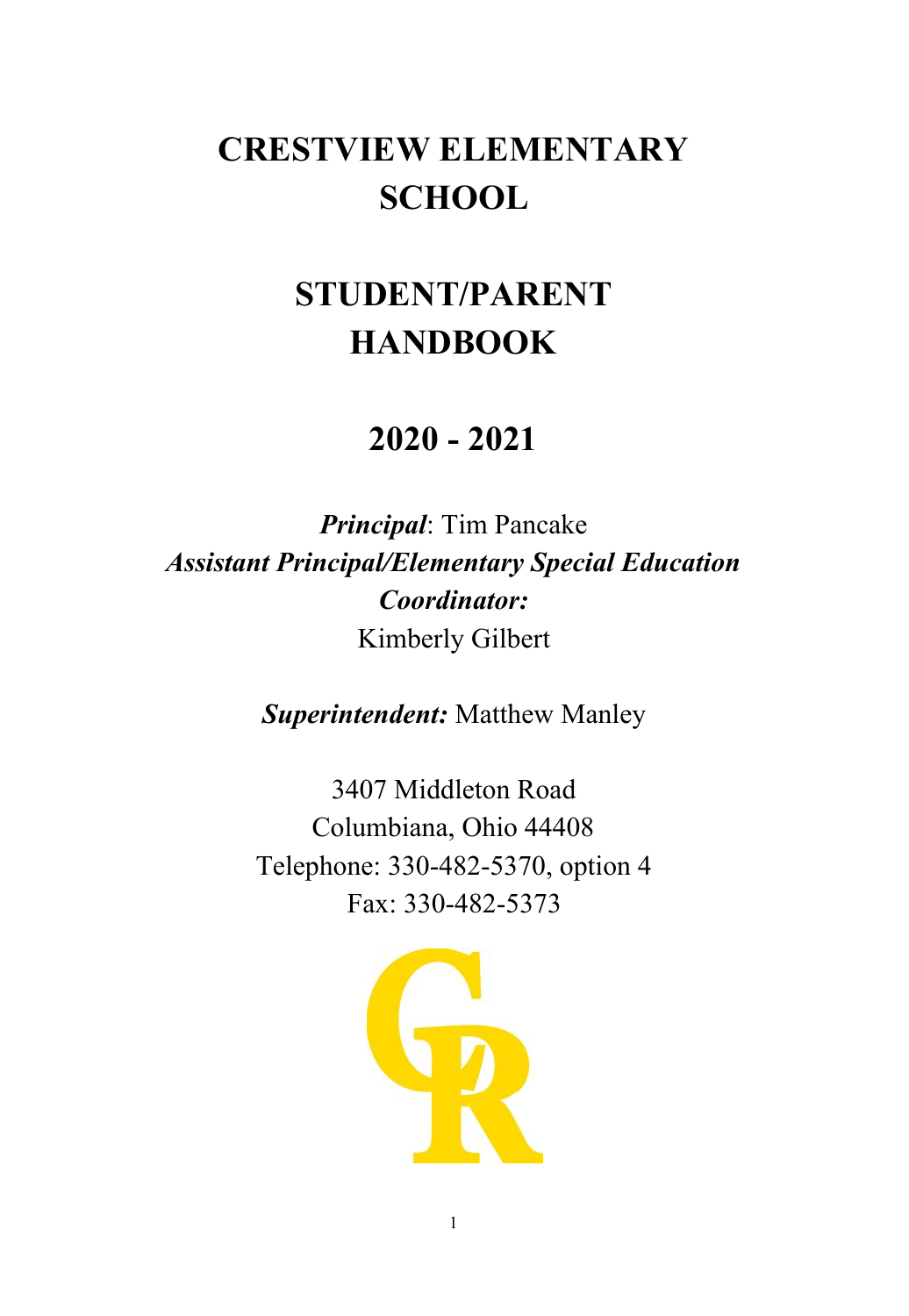# CRESTVIEW ELEMENTARY SCHOOL

# STUDENT/PARENT HANDBOOK

## 2020 - 2021

***Principal***: Tim Pancake

***Assistant Principal/Elementary Special Education Coordinator:***
Kimberly Gilbert

***Superintendent:*** Matthew Manley

3407 Middleton Road
Columbiana, Ohio 44408
Telephone: 330-482-5370, option 4
Fax: 330-482-5373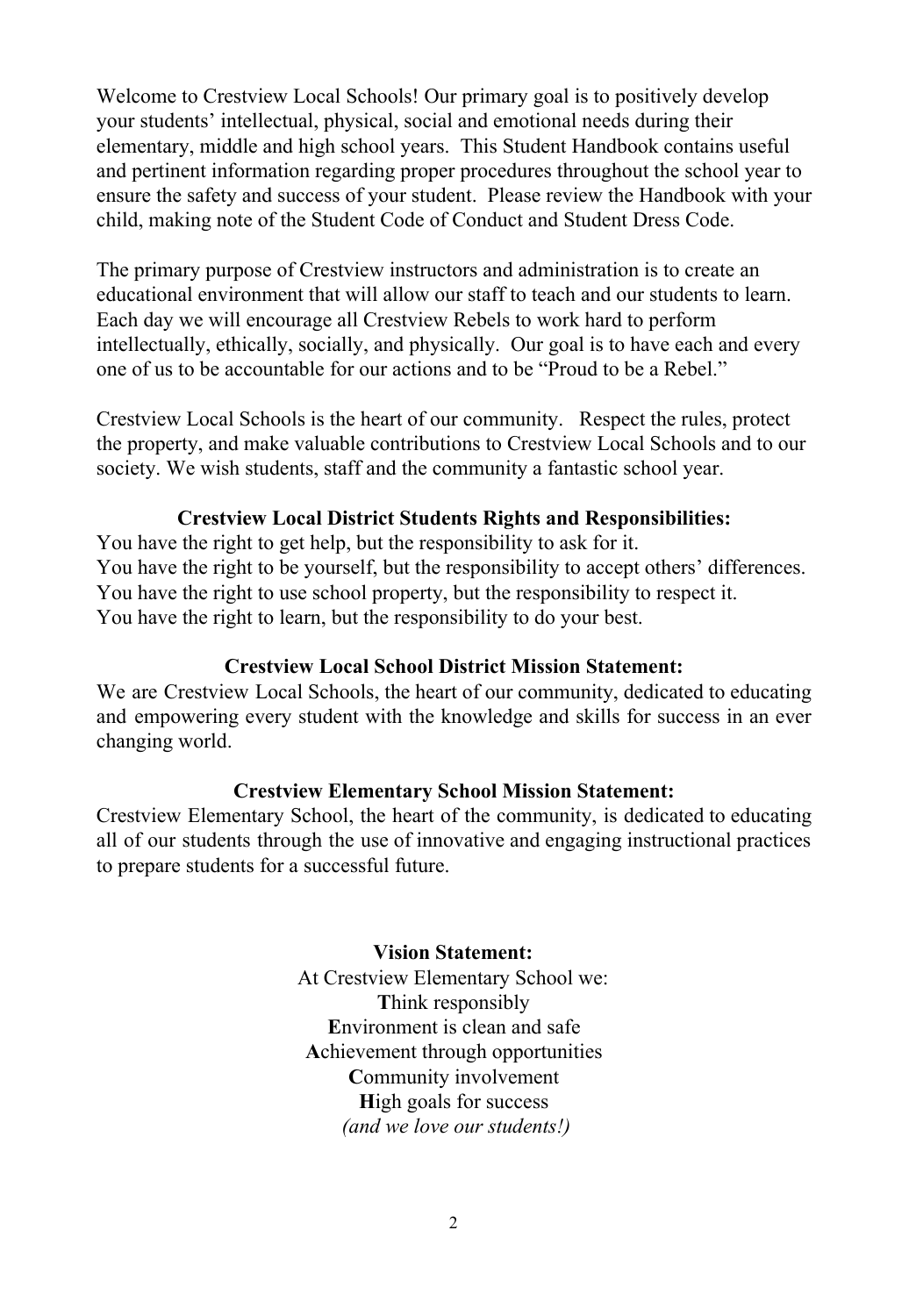Welcome to Crestview Local Schools! Our primary goal is to positively develop your students' intellectual, physical, social and emotional needs during their elementary, middle and high school years. This Student Handbook contains useful and pertinent information regarding proper procedures throughout the school year to ensure the safety and success of your student. Please review the Handbook with your child, making note of the Student Code of Conduct and Student Dress Code.

The primary purpose of Crestview instructors and administration is to create an educational environment that will allow our staff to teach and our students to learn. Each day we will encourage all Crestview Rebels to work hard to perform intellectually, ethically, socially, and physically. Our goal is to have each and every one of us to be accountable for our actions and to be "Proud to be a Rebel."

Crestview Local Schools is the heart of our community. Respect the rules, protect the property, and make valuable contributions to Crestview Local Schools and to our society. We wish students, staff and the community a fantastic school year.

**Crestview Local District Students Rights and Responsibilities:**

You have the right to get help, but the responsibility to ask for it.
You have the right to be yourself, but the responsibility to accept others' differences.
You have the right to use school property, but the responsibility to respect it.
You have the right to learn, but the responsibility to do your best.

**Crestview Local School District Mission Statement:**

We are Crestview Local Schools, the heart of our community, dedicated to educating and empowering every student with the knowledge and skills for success in an ever changing world.

**Crestview Elementary School Mission Statement:**

Crestview Elementary School, the heart of the community, is dedicated to educating all of our students through the use of innovative and engaging instructional practices to prepare students for a successful future.

**Vision Statement:**

At Crestview Elementary School we:
**T**hink responsibly
**E**nvironment is clean and safe
**A**chievement through opportunities
**C**ommunity involvement
**H**igh goals for success
*(and we love our students!)*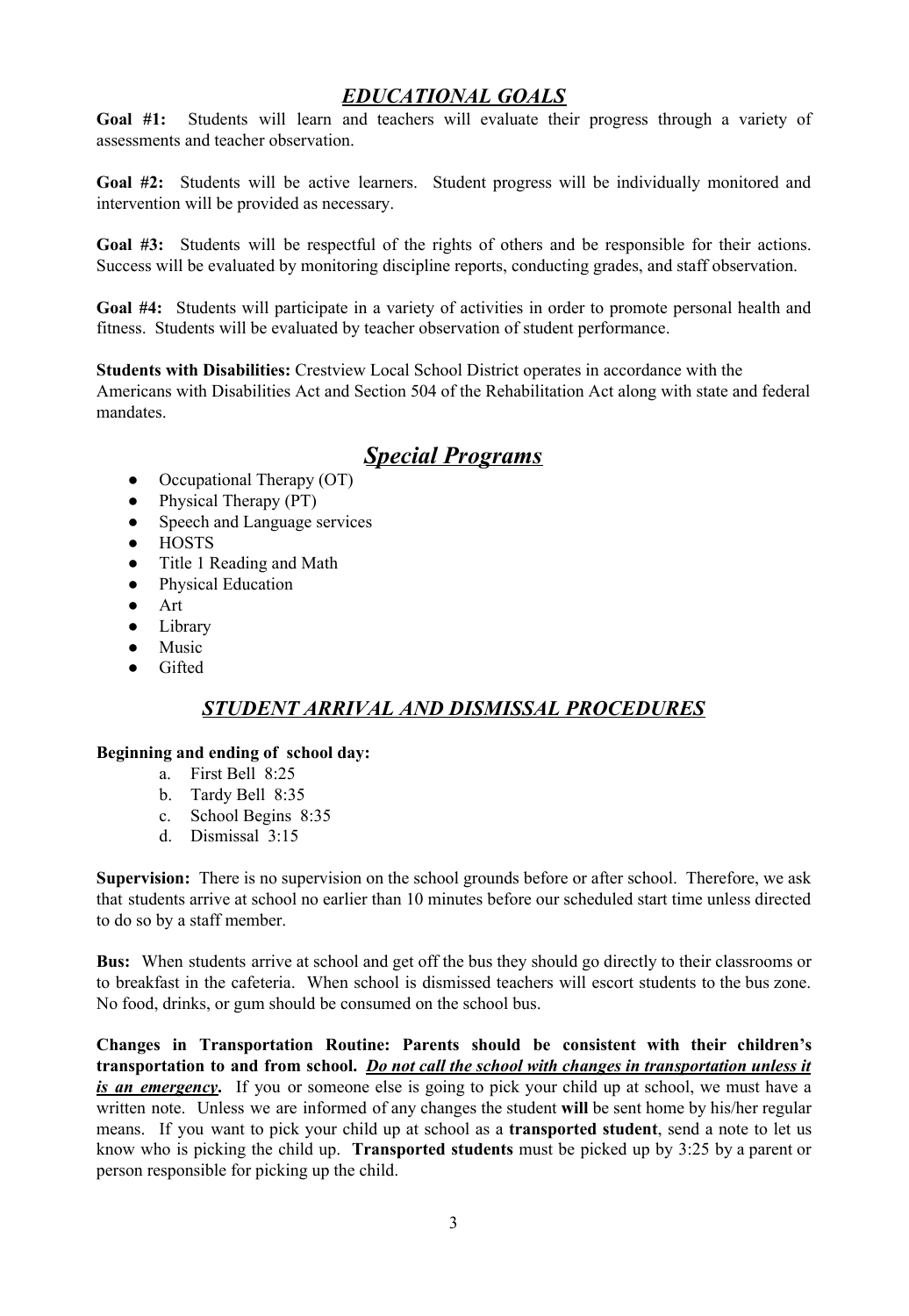## ***EDUCATIONAL GOALS***

**Goal #1:** Students will learn and teachers will evaluate their progress through a variety of assessments and teacher observation.

**Goal #2:** Students will be active learners. Student progress will be individually monitored and intervention will be provided as necessary.

**Goal #3:** Students will be respectful of the rights of others and be responsible for their actions. Success will be evaluated by monitoring discipline reports, conducting grades, and staff observation.

**Goal #4:** Students will participate in a variety of activities in order to promote personal health and fitness. Students will be evaluated by teacher observation of student performance.

**Students with Disabilities:** Crestview Local School District operates in accordance with the Americans with Disabilities Act and Section 504 of the Rehabilitation Act along with state and federal mandates.

## ***Special Programs***

- Occupational Therapy (OT)
- Physical Therapy (PT)
- Speech and Language services
- HOSTS
- Title 1 Reading and Math
- Physical Education
- Art
- Library
- Music
- Gifted

## ***STUDENT ARRIVAL AND DISMISSAL PROCEDURES***

**Beginning and ending of school day:**

a. First Bell 8:25
b. Tardy Bell 8:35
c. School Begins 8:35
d. Dismissal 3:15

**Supervision:** There is no supervision on the school grounds before or after school. Therefore, we ask that students arrive at school no earlier than 10 minutes before our scheduled start time unless directed to do so by a staff member.

**Bus:** When students arrive at school and get off the bus they should go directly to their classrooms or to breakfast in the cafeteria. When school is dismissed teachers will escort students to the bus zone. No food, drinks, or gum should be consumed on the school bus.

**Changes in Transportation Routine: Parents should be consistent with their children's transportation to and from school. *Do not call the school with changes in transportation unless it is an emergency*.** If you or someone else is going to pick your child up at school, we must have a written note. Unless we are informed of any changes the student **will** be sent home by his/her regular means. If you want to pick your child up at school as a **transported student**, send a note to let us know who is picking the child up. **Transported students** must be picked up by 3:25 by a parent or person responsible for picking up the child.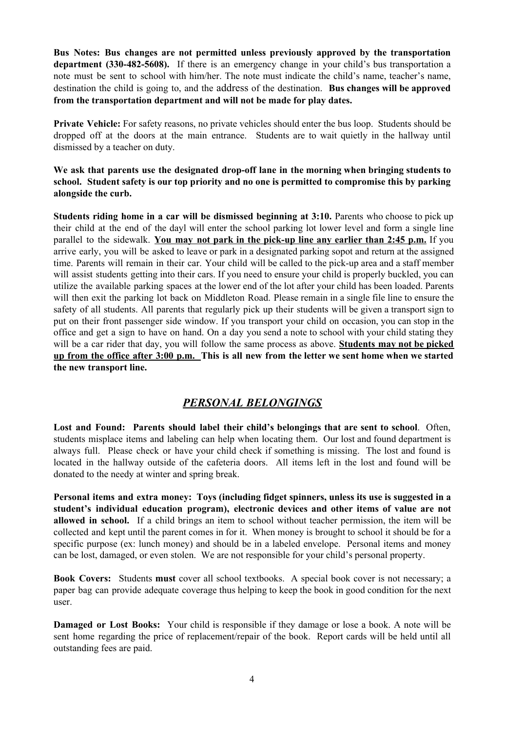**Bus Notes: Bus changes are not permitted unless previously approved by the transportation department (330-482-5608).** If there is an emergency change in your child's bus transportation a note must be sent to school with him/her. The note must indicate the child's name, teacher's name, destination the child is going to, and the address of the destination. **Bus changes will be approved from the transportation department and will not be made for play dates.**

**Private Vehicle:** For safety reasons, no private vehicles should enter the bus loop. Students should be dropped off at the doors at the main entrance. Students are to wait quietly in the hallway until dismissed by a teacher on duty.

**We ask that parents use the designated drop-off lane in the morning when bringing students to school. Student safety is our top priority and no one is permitted to compromise this by parking alongside the curb.**

**Students riding home in a car will be dismissed beginning at 3:10.** Parents who choose to pick up their child at the end of the dayl will enter the school parking lot lower level and form a single line parallel to the sidewalk. **<u>You may not park in the pick-up line any earlier than 2:45 p.m.</u>** If you arrive early, you will be asked to leave or park in a designated parking sopot and return at the assigned time. Parents will remain in their car. Your child will be called to the pick-up area and a staff member will assist students getting into their cars. If you need to ensure your child is properly buckled, you can utilize the available parking spaces at the lower end of the lot after your child has been loaded. Parents will then exit the parking lot back on Middleton Road. Please remain in a single file line to ensure the safety of all students. All parents that regularly pick up their students will be given a transport sign to put on their front passenger side window. If you transport your child on occasion, you can stop in the office and get a sign to have on hand. On a day you send a note to school with your child stating they will be a car rider that day, you will follow the same process as above. **<u>Students may not be picked up from the office after 3:00 p.m.</u> This is all new from the letter we sent home when we started the new transport line.**

## *PERSONAL BELONGINGS*

**Lost and Found: Parents should label their child's belongings that are sent to school**. Often, students misplace items and labeling can help when locating them. Our lost and found department is always full. Please check or have your child check if something is missing. The lost and found is located in the hallway outside of the cafeteria doors. All items left in the lost and found will be donated to the needy at winter and spring break.

**Personal items and extra money: Toys (including fidget spinners, unless its use is suggested in a student's individual education program), electronic devices and other items of value are not allowed in school.** If a child brings an item to school without teacher permission, the item will be collected and kept until the parent comes in for it. When money is brought to school it should be for a specific purpose (ex: lunch money) and should be in a labeled envelope. Personal items and money can be lost, damaged, or even stolen. We are not responsible for your child's personal property.

**Book Covers:** Students **must** cover all school textbooks. A special book cover is not necessary; a paper bag can provide adequate coverage thus helping to keep the book in good condition for the next user.

**Damaged or Lost Books:** Your child is responsible if they damage or lose a book. A note will be sent home regarding the price of replacement/repair of the book. Report cards will be held until all outstanding fees are paid.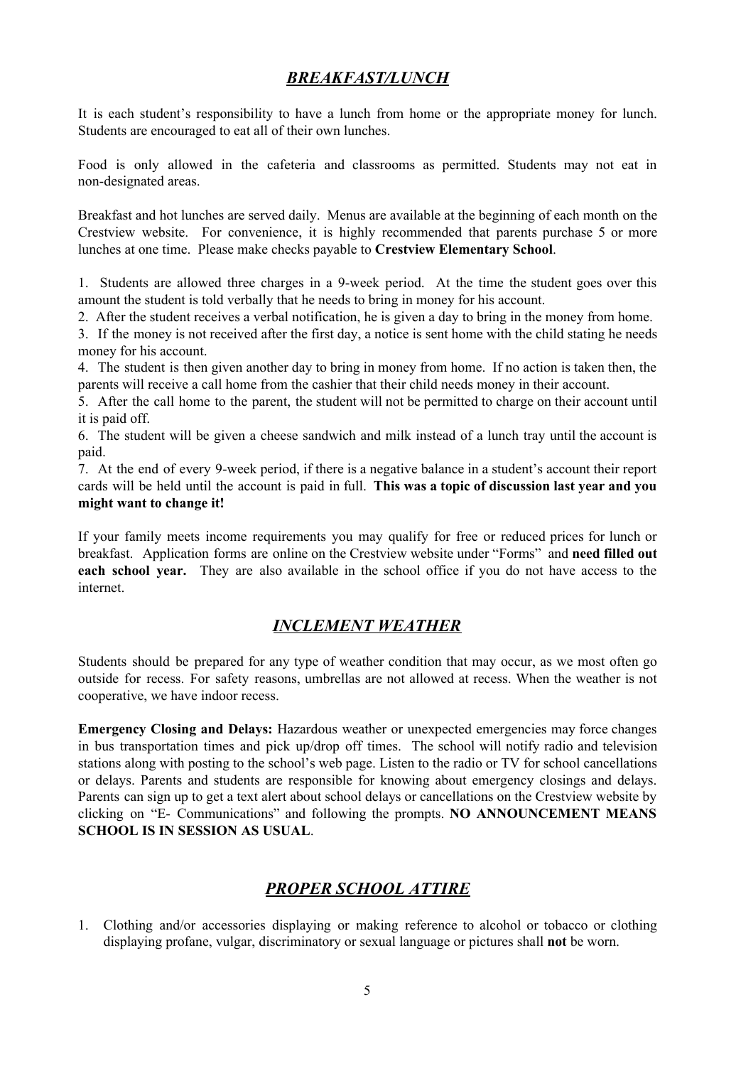## ***BREAKFAST/LUNCH***

It is each student's responsibility to have a lunch from home or the appropriate money for lunch. Students are encouraged to eat all of their own lunches.

Food is only allowed in the cafeteria and classrooms as permitted. Students may not eat in non-designated areas.

Breakfast and hot lunches are served daily. Menus are available at the beginning of each month on the Crestview website. For convenience, it is highly recommended that parents purchase 5 or more lunches at one time. Please make checks payable to **Crestview Elementary School**.

1. Students are allowed three charges in a 9-week period. At the time the student goes over this amount the student is told verbally that he needs to bring in money for his account.
2. After the student receives a verbal notification, he is given a day to bring in the money from home.
3. If the money is not received after the first day, a notice is sent home with the child stating he needs money for his account.
4. The student is then given another day to bring in money from home. If no action is taken then, the parents will receive a call home from the cashier that their child needs money in their account.
5. After the call home to the parent, the student will not be permitted to charge on their account until it is paid off.
6. The student will be given a cheese sandwich and milk instead of a lunch tray until the account is paid.
7. At the end of every 9-week period, if there is a negative balance in a student's account their report cards will be held until the account is paid in full. **This was a topic of discussion last year and you might want to change it!**

If your family meets income requirements you may qualify for free or reduced prices for lunch or breakfast. Application forms are online on the Crestview website under "Forms" and **need filled out each school year.** They are also available in the school office if you do not have access to the internet.

## ***INCLEMENT WEATHER***

Students should be prepared for any type of weather condition that may occur, as we most often go outside for recess. For safety reasons, umbrellas are not allowed at recess. When the weather is not cooperative, we have indoor recess.

**Emergency Closing and Delays:** Hazardous weather or unexpected emergencies may force changes in bus transportation times and pick up/drop off times. The school will notify radio and television stations along with posting to the school's web page. Listen to the radio or TV for school cancellations or delays. Parents and students are responsible for knowing about emergency closings and delays. Parents can sign up to get a text alert about school delays or cancellations on the Crestview website by clicking on "E- Communications" and following the prompts. **NO ANNOUNCEMENT MEANS SCHOOL IS IN SESSION AS USUAL**.

## ***PROPER SCHOOL ATTIRE***

1. Clothing and/or accessories displaying or making reference to alcohol or tobacco or clothing displaying profane, vulgar, discriminatory or sexual language or pictures shall **not** be worn.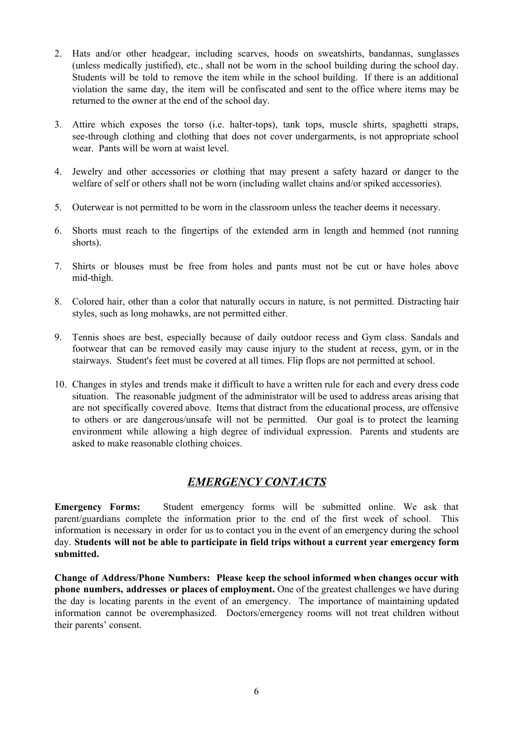2. Hats and/or other headgear, including scarves, hoods on sweatshirts, bandannas, sunglasses (unless medically justified), etc., shall not be worn in the school building during the school day. Students will be told to remove the item while in the school building. If there is an additional violation the same day, the item will be confiscated and sent to the office where items may be returned to the owner at the end of the school day.

3. Attire which exposes the torso (i.e. halter-tops), tank tops, muscle shirts, spaghetti straps, see-through clothing and clothing that does not cover undergarments, is not appropriate school wear. Pants will be worn at waist level.

4. Jewelry and other accessories or clothing that may present a safety hazard or danger to the welfare of self or others shall not be worn (including wallet chains and/or spiked accessories).

5. Outerwear is not permitted to be worn in the classroom unless the teacher deems it necessary.

6. Shorts must reach to the fingertips of the extended arm in length and hemmed (not running shorts).

7. Shirts or blouses must be free from holes and pants must not be cut or have holes above mid-thigh.

8. Colored hair, other than a color that naturally occurs in nature, is not permitted. Distracting hair styles, such as long mohawks, are not permitted either.

9. Tennis shoes are best, especially because of daily outdoor recess and Gym class. Sandals and footwear that can be removed easily may cause injury to the student at recess, gym, or in the stairways. Student's feet must be covered at all times. Flip flops are not permitted at school.

10. Changes in styles and trends make it difficult to have a written rule for each and every dress code situation. The reasonable judgment of the administrator will be used to address areas arising that are not specifically covered above. Items that distract from the educational process, are offensive to others or are dangerous/unsafe will not be permitted. Our goal is to protect the learning environment while allowing a high degree of individual expression. Parents and students are asked to make reasonable clothing choices.

## ***EMERGENCY CONTACTS***

**Emergency Forms:** Student emergency forms will be submitted online. We ask that parent/guardians complete the information prior to the end of the first week of school. This information is necessary in order for us to contact you in the event of an emergency during the school day. **Students will not be able to participate in field trips without a current year emergency form submitted.**

**Change of Address/Phone Numbers: Please keep the school informed when changes occur with phone numbers, addresses or places of employment.** One of the greatest challenges we have during the day is locating parents in the event of an emergency. The importance of maintaining updated information cannot be overemphasized. Doctors/emergency rooms will not treat children without their parents' consent.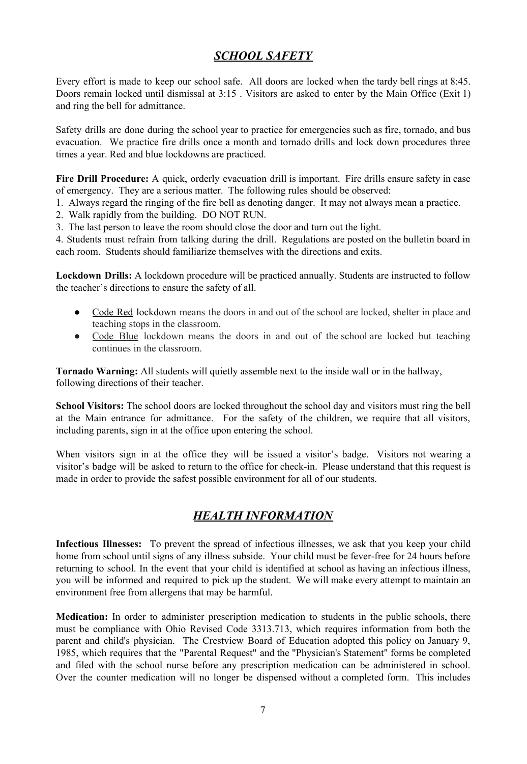## *SCHOOL SAFETY*

Every effort is made to keep our school safe. All doors are locked when the tardy bell rings at 8:45. Doors remain locked until dismissal at 3:15 . Visitors are asked to enter by the Main Office (Exit 1) and ring the bell for admittance.

Safety drills are done during the school year to practice for emergencies such as fire, tornado, and bus evacuation. We practice fire drills once a month and tornado drills and lock down procedures three times a year. Red and blue lockdowns are practiced.

**Fire Drill Procedure:** A quick, orderly evacuation drill is important. Fire drills ensure safety in case of emergency. They are a serious matter. The following rules should be observed:

1. Always regard the ringing of the fire bell as denoting danger. It may not always mean a practice.
2. Walk rapidly from the building. DO NOT RUN.
3. The last person to leave the room should close the door and turn out the light.
4. Students must refrain from talking during the drill. Regulations are posted on the bulletin board in each room. Students should familiarize themselves with the directions and exits.

**Lockdown Drills:** A lockdown procedure will be practiced annually. Students are instructed to follow the teacher's directions to ensure the safety of all.

- Code Red lockdown means the doors in and out of the school are locked, shelter in place and teaching stops in the classroom.
- Code Blue lockdown means the doors in and out of the school are locked but teaching continues in the classroom.

**Tornado Warning:** All students will quietly assemble next to the inside wall or in the hallway, following directions of their teacher.

**School Visitors:** The school doors are locked throughout the school day and visitors must ring the bell at the Main entrance for admittance. For the safety of the children, we require that all visitors, including parents, sign in at the office upon entering the school.

When visitors sign in at the office they will be issued a visitor's badge. Visitors not wearing a visitor's badge will be asked to return to the office for check-in. Please understand that this request is made in order to provide the safest possible environment for all of our students.

## *HEALTH INFORMATION*

**Infectious Illnesses:** To prevent the spread of infectious illnesses, we ask that you keep your child home from school until signs of any illness subside. Your child must be fever-free for 24 hours before returning to school. In the event that your child is identified at school as having an infectious illness, you will be informed and required to pick up the student. We will make every attempt to maintain an environment free from allergens that may be harmful.

**Medication:** In order to administer prescription medication to students in the public schools, there must be compliance with Ohio Revised Code 3313.713, which requires information from both the parent and child's physician. The Crestview Board of Education adopted this policy on January 9, 1985, which requires that the "Parental Request" and the "Physician's Statement" forms be completed and filed with the school nurse before any prescription medication can be administered in school. Over the counter medication will no longer be dispensed without a completed form. This includes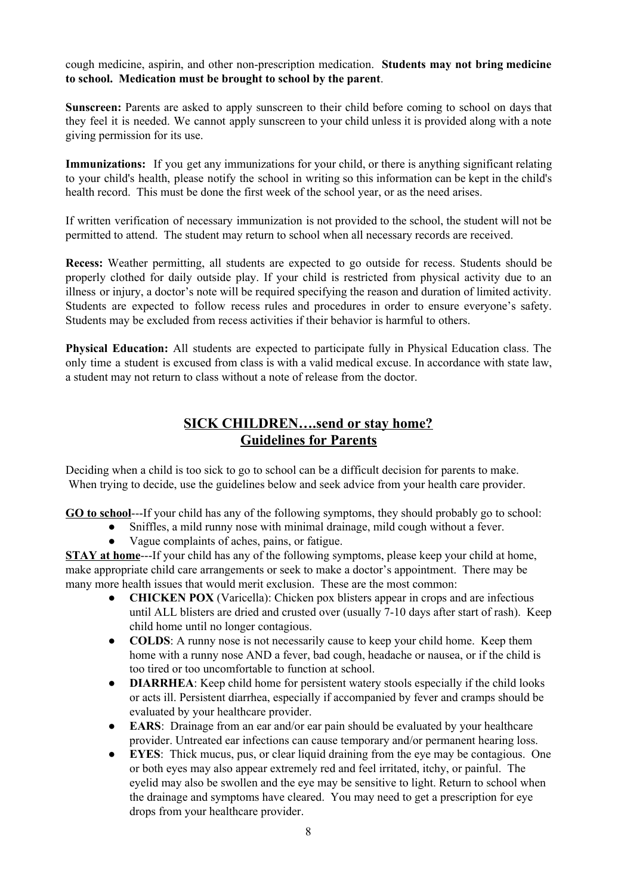cough medicine, aspirin, and other non-prescription medication. **Students may not bring medicine to school. Medication must be brought to school by the parent**.

**Sunscreen:** Parents are asked to apply sunscreen to their child before coming to school on days that they feel it is needed. We cannot apply sunscreen to your child unless it is provided along with a note giving permission for its use.

**Immunizations:** If you get any immunizations for your child, or there is anything significant relating to your child's health, please notify the school in writing so this information can be kept in the child's health record. This must be done the first week of the school year, or as the need arises.

If written verification of necessary immunization is not provided to the school, the student will not be permitted to attend. The student may return to school when all necessary records are received.

**Recess:** Weather permitting, all students are expected to go outside for recess. Students should be properly clothed for daily outside play. If your child is restricted from physical activity due to an illness or injury, a doctor's note will be required specifying the reason and duration of limited activity. Students are expected to follow recess rules and procedures in order to ensure everyone's safety. Students may be excluded from recess activities if their behavior is harmful to others.

**Physical Education:** All students are expected to participate fully in Physical Education class. The only time a student is excused from class is with a valid medical excuse. In accordance with state law, a student may not return to class without a note of release from the doctor.

## SICK CHILDREN….send or stay home?
## Guidelines for Parents

Deciding when a child is too sick to go to school can be a difficult decision for parents to make. When trying to decide, use the guidelines below and seek advice from your health care provider.

**GO to school**---If your child has any of the following symptoms, they should probably go to school:

- Sniffles, a mild runny nose with minimal drainage, mild cough without a fever.
- Vague complaints of aches, pains, or fatigue.

**STAY at home**---If your child has any of the following symptoms, please keep your child at home, make appropriate child care arrangements or seek to make a doctor's appointment. There may be many more health issues that would merit exclusion. These are the most common:

- **CHICKEN POX** (Varicella): Chicken pox blisters appear in crops and are infectious until ALL blisters are dried and crusted over (usually 7-10 days after start of rash). Keep child home until no longer contagious.
- **COLDS**: A runny nose is not necessarily cause to keep your child home. Keep them home with a runny nose AND a fever, bad cough, headache or nausea, or if the child is too tired or too uncomfortable to function at school.
- **DIARRHEA**: Keep child home for persistent watery stools especially if the child looks or acts ill. Persistent diarrhea, especially if accompanied by fever and cramps should be evaluated by your healthcare provider.
- **EARS**: Drainage from an ear and/or ear pain should be evaluated by your healthcare provider. Untreated ear infections can cause temporary and/or permanent hearing loss.
- **EYES**: Thick mucus, pus, or clear liquid draining from the eye may be contagious. One or both eyes may also appear extremely red and feel irritated, itchy, or painful. The eyelid may also be swollen and the eye may be sensitive to light. Return to school when the drainage and symptoms have cleared. You may need to get a prescription for eye drops from your healthcare provider.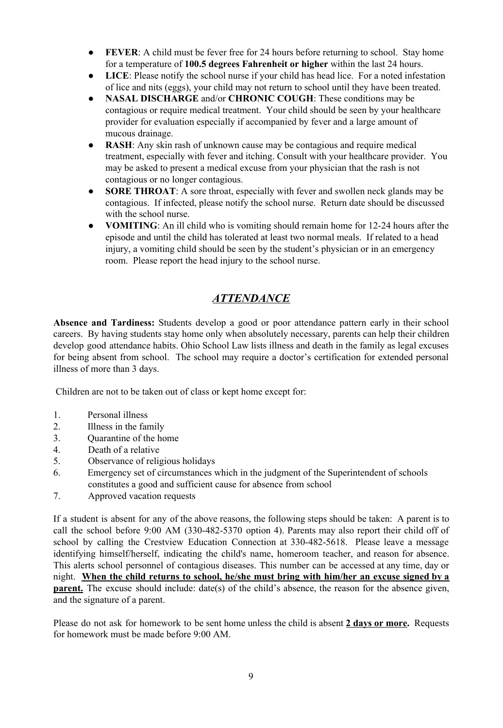- **FEVER**: A child must be fever free for 24 hours before returning to school. Stay home for a temperature of **100.5 degrees Fahrenheit or higher** within the last 24 hours.
- **LICE**: Please notify the school nurse if your child has head lice. For a noted infestation of lice and nits (eggs), your child may not return to school until they have been treated.
- **NASAL DISCHARGE** and/or **CHRONIC COUGH**: These conditions may be contagious or require medical treatment. Your child should be seen by your healthcare provider for evaluation especially if accompanied by fever and a large amount of mucous drainage.
- **RASH**: Any skin rash of unknown cause may be contagious and require medical treatment, especially with fever and itching. Consult with your healthcare provider. You may be asked to present a medical excuse from your physician that the rash is not contagious or no longer contagious.
- **SORE THROAT**: A sore throat, especially with fever and swollen neck glands may be contagious. If infected, please notify the school nurse. Return date should be discussed with the school nurse.
- **VOMITING**: An ill child who is vomiting should remain home for 12-24 hours after the episode and until the child has tolerated at least two normal meals. If related to a head injury, a vomiting child should be seen by the student's physician or in an emergency room. Please report the head injury to the school nurse.

## *ATTENDANCE*

**Absence and Tardiness:** Students develop a good or poor attendance pattern early in their school careers. By having students stay home only when absolutely necessary, parents can help their children develop good attendance habits. Ohio School Law lists illness and death in the family as legal excuses for being absent from school. The school may require a doctor's certification for extended personal illness of more than 3 days.

Children are not to be taken out of class or kept home except for:

1. Personal illness
2. Illness in the family
3. Quarantine of the home
4. Death of a relative
5. Observance of religious holidays
6. Emergency set of circumstances which in the judgment of the Superintendent of schools constitutes a good and sufficient cause for absence from school
7. Approved vacation requests

If a student is absent for any of the above reasons, the following steps should be taken: A parent is to call the school before 9:00 AM (330-482-5370 option 4). Parents may also report their child off of school by calling the Crestview Education Connection at 330-482-5618. Please leave a message identifying himself/herself, indicating the child's name, homeroom teacher, and reason for absence. This alerts school personnel of contagious diseases. This number can be accessed at any time, day or night. **When the child returns to school, he/she must bring with him/her an excuse signed by a parent.** The excuse should include: date(s) of the child's absence, the reason for the absence given, and the signature of a parent.

Please do not ask for homework to be sent home unless the child is absent **2 days or more.** Requests for homework must be made before 9:00 AM.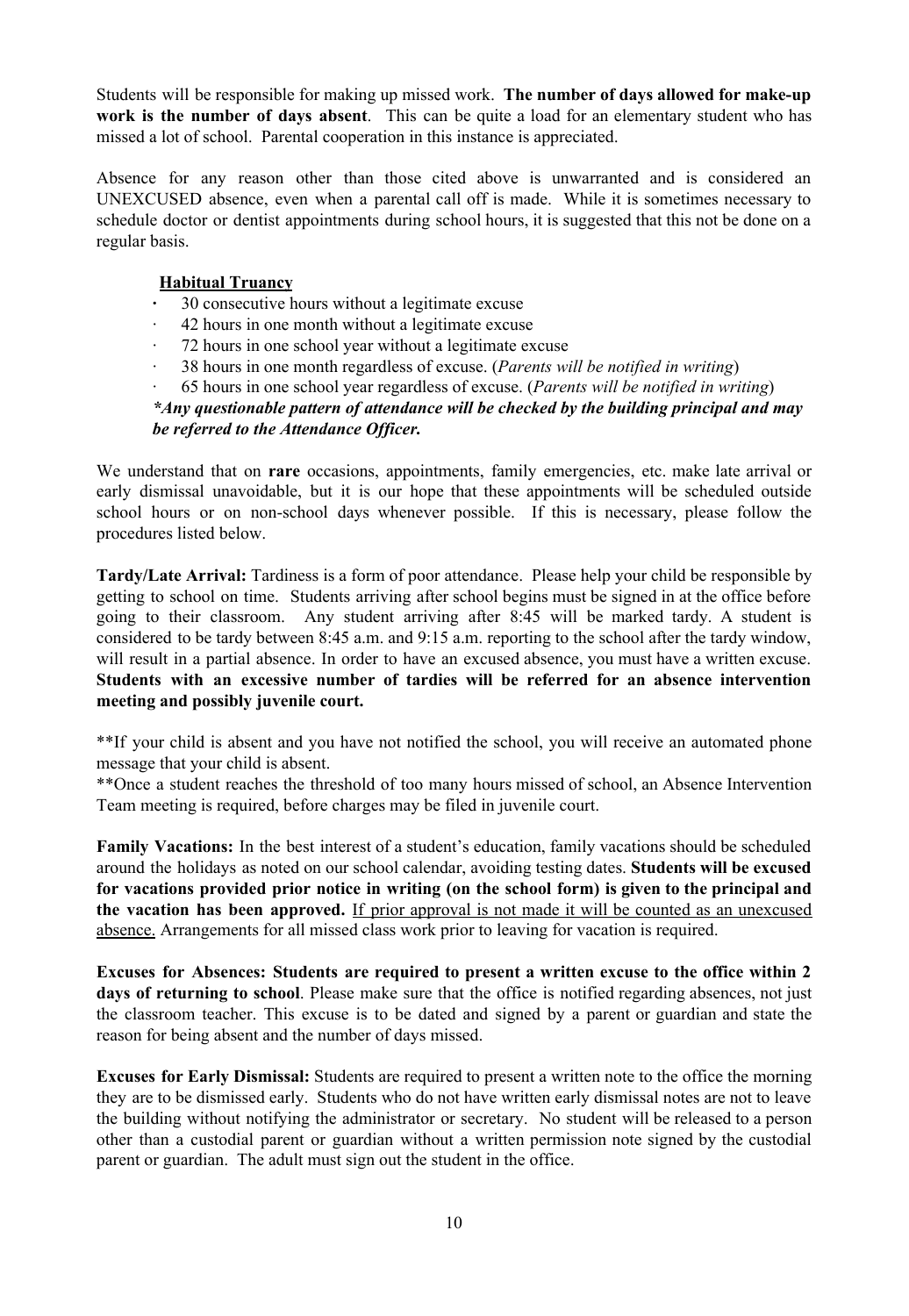Students will be responsible for making up missed work. **The number of days allowed for make-up work is the number of days absent**. This can be quite a load for an elementary student who has missed a lot of school. Parental cooperation in this instance is appreciated.

Absence for any reason other than those cited above is unwarranted and is considered an UNEXCUSED absence, even when a parental call off is made. While it is sometimes necessary to schedule doctor or dentist appointments during school hours, it is suggested that this not be done on a regular basis.

**Habitual Truancy**

- 30 consecutive hours without a legitimate excuse
- 42 hours in one month without a legitimate excuse
- 72 hours in one school year without a legitimate excuse
- 38 hours in one month regardless of excuse. (*Parents will be notified in writing*)
- 65 hours in one school year regardless of excuse. (*Parents will be notified in writing*)

***Any questionable pattern of attendance will be checked by the building principal and may be referred to the Attendance Officer.***

We understand that on **rare** occasions, appointments, family emergencies, etc. make late arrival or early dismissal unavoidable, but it is our hope that these appointments will be scheduled outside school hours or on non-school days whenever possible. If this is necessary, please follow the procedures listed below.

**Tardy/Late Arrival:** Tardiness is a form of poor attendance. Please help your child be responsible by getting to school on time. Students arriving after school begins must be signed in at the office before going to their classroom. Any student arriving after 8:45 will be marked tardy. A student is considered to be tardy between 8:45 a.m. and 9:15 a.m. reporting to the school after the tardy window, will result in a partial absence. In order to have an excused absence, you must have a written excuse. **Students with an excessive number of tardies will be referred for an absence intervention meeting and possibly juvenile court.**

**If your child is absent and you have not notified the school, you will receive an automated phone message that your child is absent.
**Once a student reaches the threshold of too many hours missed of school, an Absence Intervention Team meeting is required, before charges may be filed in juvenile court.

**Family Vacations:** In the best interest of a student's education, family vacations should be scheduled around the holidays as noted on our school calendar, avoiding testing dates. **Students will be excused for vacations provided prior notice in writing (on the school form) is given to the principal and the vacation has been approved.** <u>If prior approval is not made it will be counted as an unexcused absence.</u> Arrangements for all missed class work prior to leaving for vacation is required.

**Excuses for Absences: Students are required to present a written excuse to the office within 2 days of returning to school**. Please make sure that the office is notified regarding absences, not just the classroom teacher. This excuse is to be dated and signed by a parent or guardian and state the reason for being absent and the number of days missed.

**Excuses for Early Dismissal:** Students are required to present a written note to the office the morning they are to be dismissed early. Students who do not have written early dismissal notes are not to leave the building without notifying the administrator or secretary. No student will be released to a person other than a custodial parent or guardian without a written permission note signed by the custodial parent or guardian. The adult must sign out the student in the office.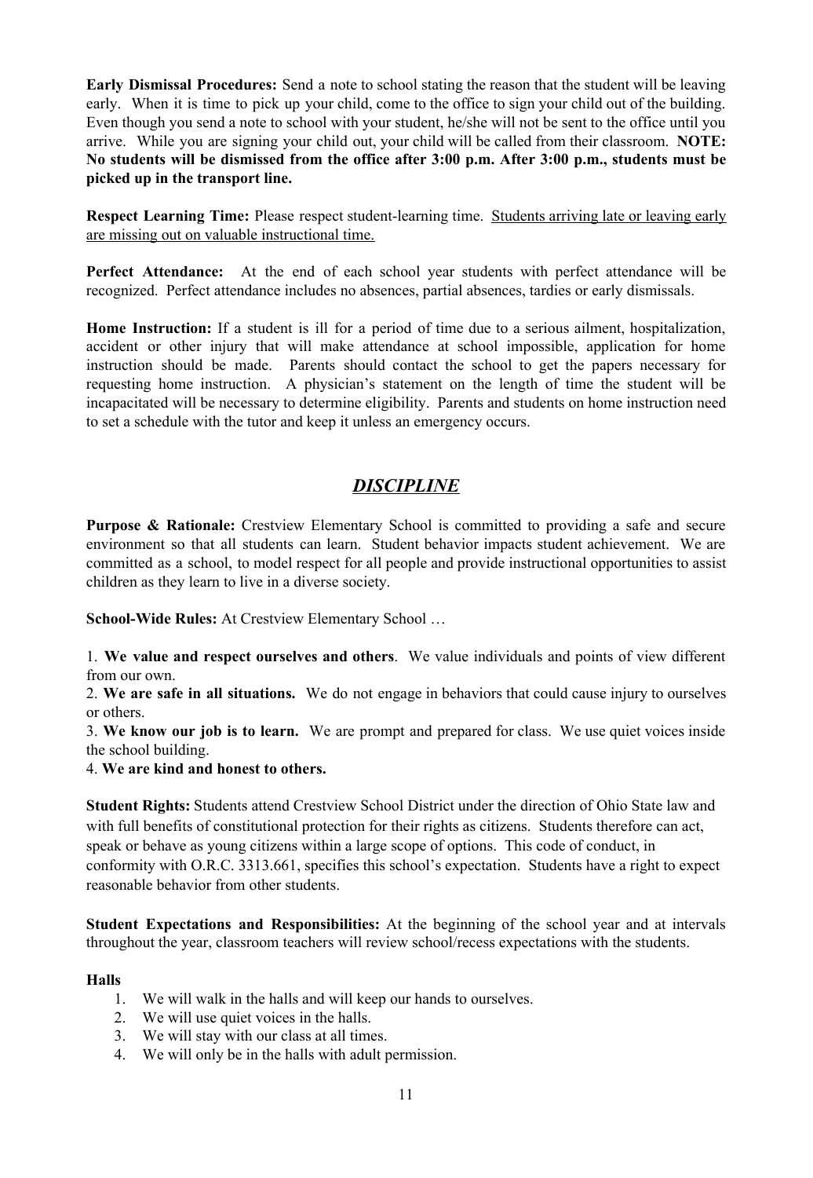**Early Dismissal Procedures:** Send a note to school stating the reason that the student will be leaving early. When it is time to pick up your child, come to the office to sign your child out of the building. Even though you send a note to school with your student, he/she will not be sent to the office until you arrive. While you are signing your child out, your child will be called from their classroom. **NOTE: No students will be dismissed from the office after 3:00 p.m. After 3:00 p.m., students must be picked up in the transport line.**

**Respect Learning Time:** Please respect student-learning time. Students arriving late or leaving early are missing out on valuable instructional time.

**Perfect Attendance:** At the end of each school year students with perfect attendance will be recognized. Perfect attendance includes no absences, partial absences, tardies or early dismissals.

**Home Instruction:** If a student is ill for a period of time due to a serious ailment, hospitalization, accident or other injury that will make attendance at school impossible, application for home instruction should be made. Parents should contact the school to get the papers necessary for requesting home instruction. A physician's statement on the length of time the student will be incapacitated will be necessary to determine eligibility. Parents and students on home instruction need to set a schedule with the tutor and keep it unless an emergency occurs.

## *DISCIPLINE*

**Purpose & Rationale:** Crestview Elementary School is committed to providing a safe and secure environment so that all students can learn. Student behavior impacts student achievement. We are committed as a school, to model respect for all people and provide instructional opportunities to assist children as they learn to live in a diverse society.

**School-Wide Rules:** At Crestview Elementary School …

1. **We value and respect ourselves and others**. We value individuals and points of view different from our own.
2. **We are safe in all situations.** We do not engage in behaviors that could cause injury to ourselves or others.
3. **We know our job is to learn.** We are prompt and prepared for class. We use quiet voices inside the school building.
4. **We are kind and honest to others.**

**Student Rights:** Students attend Crestview School District under the direction of Ohio State law and with full benefits of constitutional protection for their rights as citizens. Students therefore can act, speak or behave as young citizens within a large scope of options. This code of conduct, in conformity with O.R.C. 3313.661, specifies this school's expectation. Students have a right to expect reasonable behavior from other students.

**Student Expectations and Responsibilities:** At the beginning of the school year and at intervals throughout the year, classroom teachers will review school/recess expectations with the students.

**Halls**

1. We will walk in the halls and will keep our hands to ourselves.
2. We will use quiet voices in the halls.
3. We will stay with our class at all times.
4. We will only be in the halls with adult permission.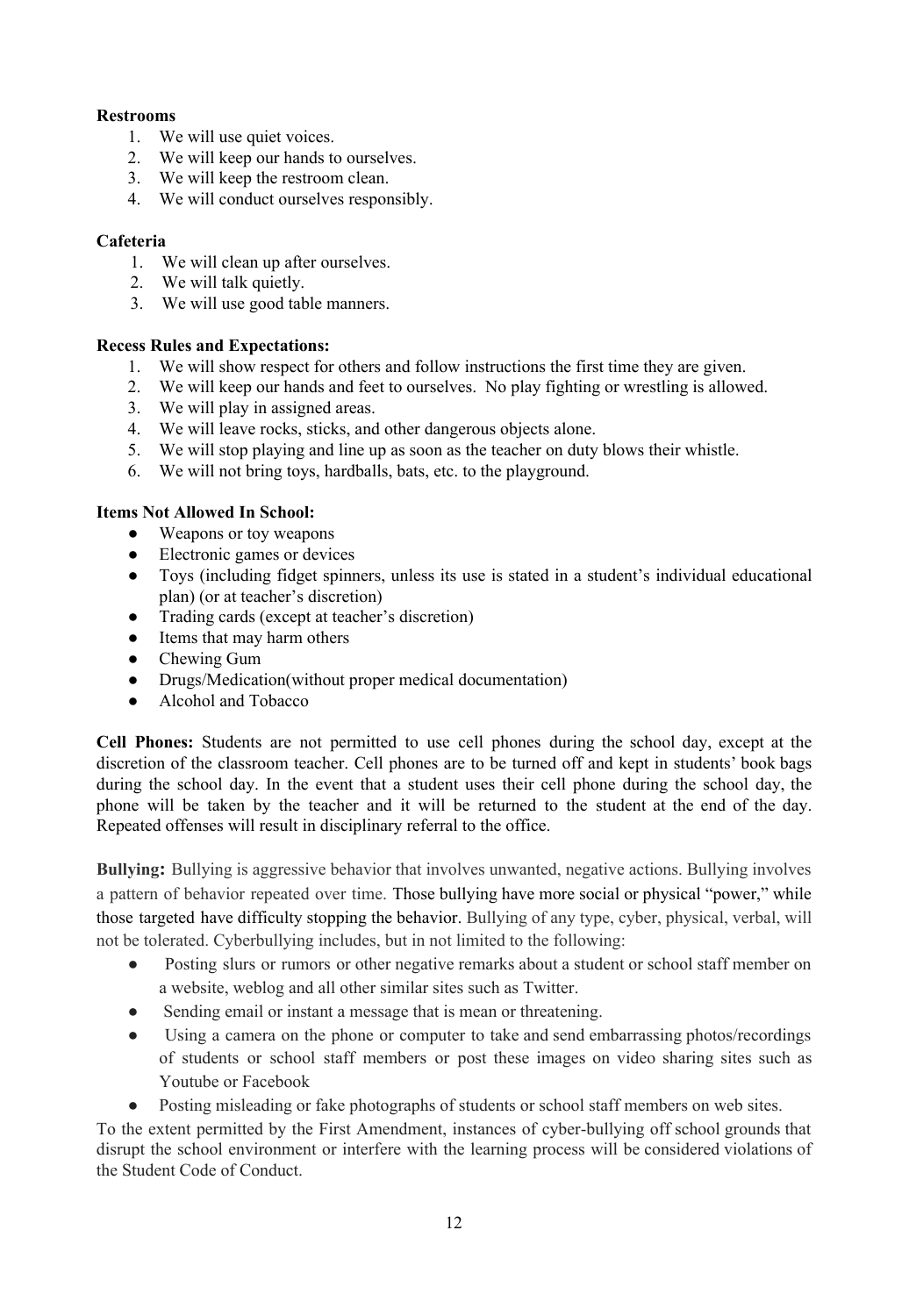**Restrooms**

1. We will use quiet voices.
2. We will keep our hands to ourselves.
3. We will keep the restroom clean.
4. We will conduct ourselves responsibly.

**Cafeteria**

1. We will clean up after ourselves.
2. We will talk quietly.
3. We will use good table manners.

**Recess Rules and Expectations:**

1. We will show respect for others and follow instructions the first time they are given.
2. We will keep our hands and feet to ourselves. No play fighting or wrestling is allowed.
3. We will play in assigned areas.
4. We will leave rocks, sticks, and other dangerous objects alone.
5. We will stop playing and line up as soon as the teacher on duty blows their whistle.
6. We will not bring toys, hardballs, bats, etc. to the playground.

**Items Not Allowed In School:**

- Weapons or toy weapons
- Electronic games or devices
- Toys (including fidget spinners, unless its use is stated in a student's individual educational plan) (or at teacher's discretion)
- Trading cards (except at teacher's discretion)
- Items that may harm others
- Chewing Gum
- Drugs/Medication(without proper medical documentation)
- Alcohol and Tobacco

**Cell Phones:** Students are not permitted to use cell phones during the school day, except at the discretion of the classroom teacher. Cell phones are to be turned off and kept in students' book bags during the school day. In the event that a student uses their cell phone during the school day, the phone will be taken by the teacher and it will be returned to the student at the end of the day. Repeated offenses will result in disciplinary referral to the office.

**Bullying:** Bullying is aggressive behavior that involves unwanted, negative actions. Bullying involves a pattern of behavior repeated over time. Those bullying have more social or physical "power," while those targeted have difficulty stopping the behavior. Bullying of any type, cyber, physical, verbal, will not be tolerated. Cyberbullying includes, but in not limited to the following:

- Posting slurs or rumors or other negative remarks about a student or school staff member on a website, weblog and all other similar sites such as Twitter.
- Sending email or instant a message that is mean or threatening.
- Using a camera on the phone or computer to take and send embarrassing photos/recordings of students or school staff members or post these images on video sharing sites such as Youtube or Facebook
- Posting misleading or fake photographs of students or school staff members on web sites.

To the extent permitted by the First Amendment, instances of cyber-bullying off school grounds that disrupt the school environment or interfere with the learning process will be considered violations of the Student Code of Conduct.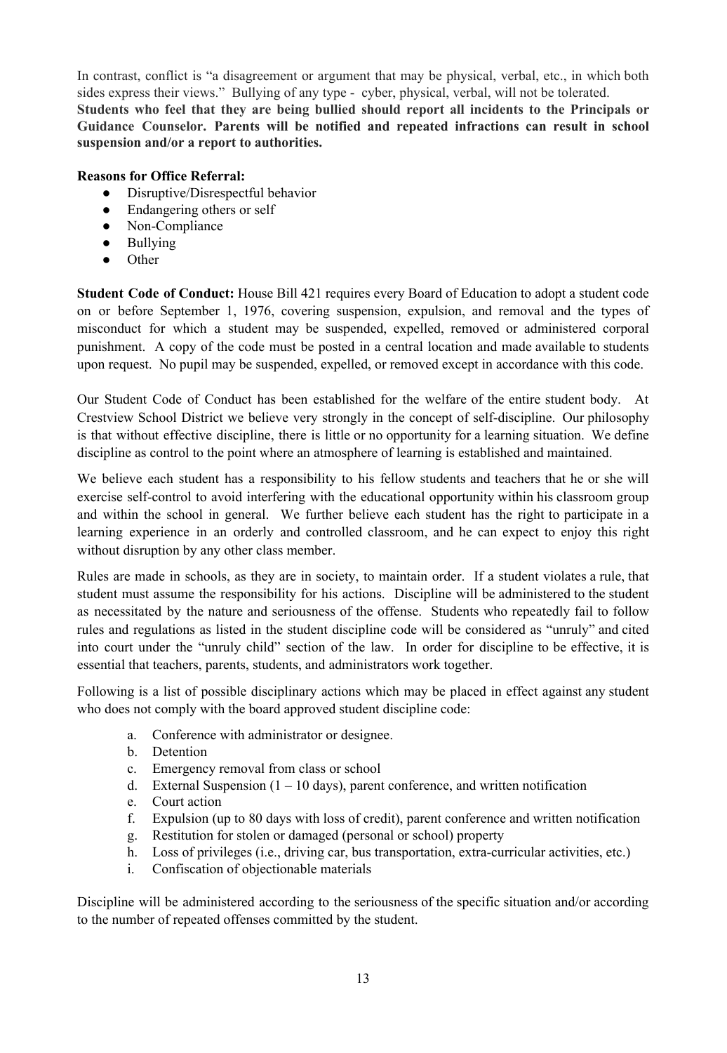In contrast, conflict is "a disagreement or argument that may be physical, verbal, etc., in which both sides express their views." Bullying of any type - cyber, physical, verbal, will not be tolerated. **Students who feel that they are being bullied should report all incidents to the Principals or Guidance Counselor. Parents will be notified and repeated infractions can result in school suspension and/or a report to authorities.**

**Reasons for Office Referral:**

- Disruptive/Disrespectful behavior
- Endangering others or self
- Non-Compliance
- Bullying
- Other

**Student Code of Conduct:** House Bill 421 requires every Board of Education to adopt a student code on or before September 1, 1976, covering suspension, expulsion, and removal and the types of misconduct for which a student may be suspended, expelled, removed or administered corporal punishment. A copy of the code must be posted in a central location and made available to students upon request. No pupil may be suspended, expelled, or removed except in accordance with this code.

Our Student Code of Conduct has been established for the welfare of the entire student body. At Crestview School District we believe very strongly in the concept of self-discipline. Our philosophy is that without effective discipline, there is little or no opportunity for a learning situation. We define discipline as control to the point where an atmosphere of learning is established and maintained.

We believe each student has a responsibility to his fellow students and teachers that he or she will exercise self-control to avoid interfering with the educational opportunity within his classroom group and within the school in general. We further believe each student has the right to participate in a learning experience in an orderly and controlled classroom, and he can expect to enjoy this right without disruption by any other class member.

Rules are made in schools, as they are in society, to maintain order. If a student violates a rule, that student must assume the responsibility for his actions. Discipline will be administered to the student as necessitated by the nature and seriousness of the offense. Students who repeatedly fail to follow rules and regulations as listed in the student discipline code will be considered as "unruly" and cited into court under the "unruly child" section of the law. In order for discipline to be effective, it is essential that teachers, parents, students, and administrators work together.

Following is a list of possible disciplinary actions which may be placed in effect against any student who does not comply with the board approved student discipline code:

a. Conference with administrator or designee.
b. Detention
c. Emergency removal from class or school
d. External Suspension (1 – 10 days), parent conference, and written notification
e. Court action
f. Expulsion (up to 80 days with loss of credit), parent conference and written notification
g. Restitution for stolen or damaged (personal or school) property
h. Loss of privileges (i.e., driving car, bus transportation, extra-curricular activities, etc.)
i. Confiscation of objectionable materials

Discipline will be administered according to the seriousness of the specific situation and/or according to the number of repeated offenses committed by the student.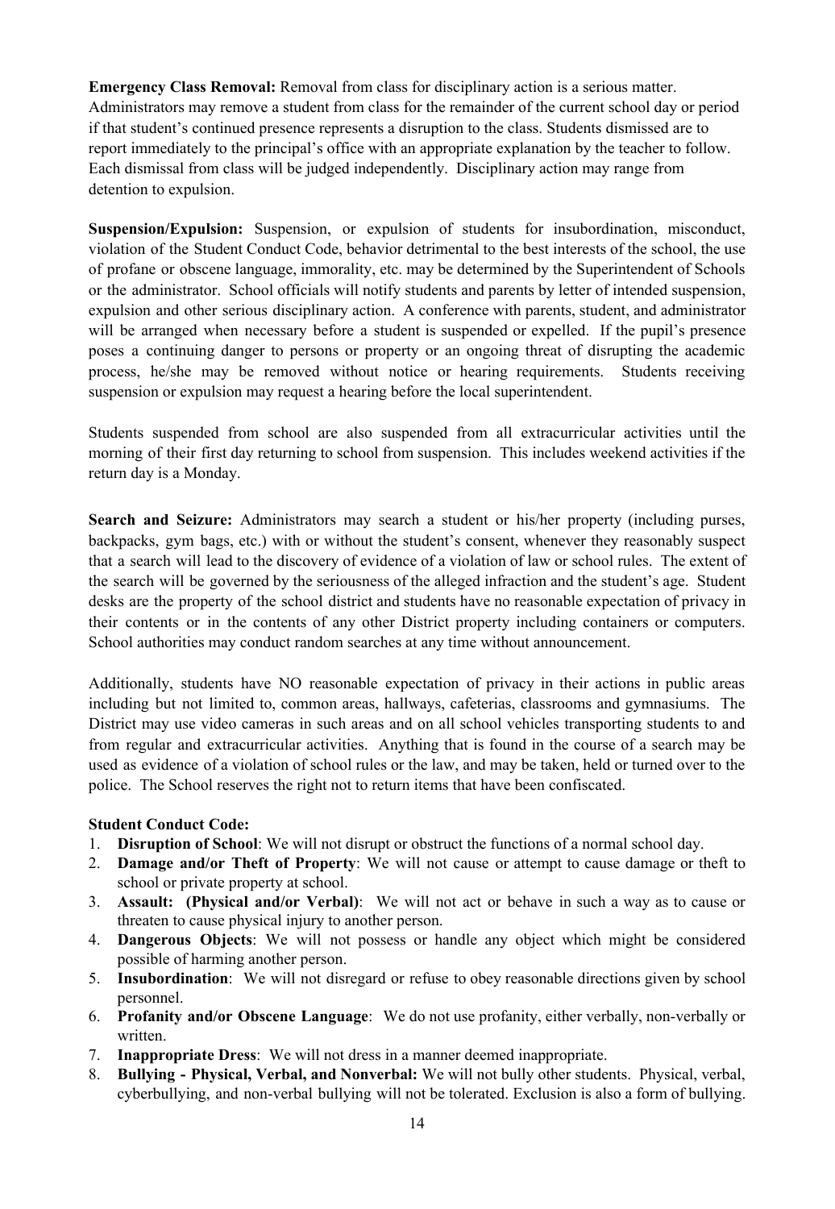**Emergency Class Removal:** Removal from class for disciplinary action is a serious matter. Administrators may remove a student from class for the remainder of the current school day or period if that student's continued presence represents a disruption to the class. Students dismissed are to report immediately to the principal's office with an appropriate explanation by the teacher to follow. Each dismissal from class will be judged independently. Disciplinary action may range from detention to expulsion.

**Suspension/Expulsion:** Suspension, or expulsion of students for insubordination, misconduct, violation of the Student Conduct Code, behavior detrimental to the best interests of the school, the use of profane or obscene language, immorality, etc. may be determined by the Superintendent of Schools or the administrator. School officials will notify students and parents by letter of intended suspension, expulsion and other serious disciplinary action. A conference with parents, student, and administrator will be arranged when necessary before a student is suspended or expelled. If the pupil's presence poses a continuing danger to persons or property or an ongoing threat of disrupting the academic process, he/she may be removed without notice or hearing requirements. Students receiving suspension or expulsion may request a hearing before the local superintendent.

Students suspended from school are also suspended from all extracurricular activities until the morning of their first day returning to school from suspension. This includes weekend activities if the return day is a Monday.

**Search and Seizure:** Administrators may search a student or his/her property (including purses, backpacks, gym bags, etc.) with or without the student's consent, whenever they reasonably suspect that a search will lead to the discovery of evidence of a violation of law or school rules. The extent of the search will be governed by the seriousness of the alleged infraction and the student's age. Student desks are the property of the school district and students have no reasonable expectation of privacy in their contents or in the contents of any other District property including containers or computers. School authorities may conduct random searches at any time without announcement.

Additionally, students have NO reasonable expectation of privacy in their actions in public areas including but not limited to, common areas, hallways, cafeterias, classrooms and gymnasiums. The District may use video cameras in such areas and on all school vehicles transporting students to and from regular and extracurricular activities. Anything that is found in the course of a search may be used as evidence of a violation of school rules or the law, and may be taken, held or turned over to the police. The School reserves the right not to return items that have been confiscated.

**Student Conduct Code:**

1. **Disruption of School**: We will not disrupt or obstruct the functions of a normal school day.
2. **Damage and/or Theft of Property**: We will not cause or attempt to cause damage or theft to school or private property at school.
3. **Assault: (Physical and/or Verbal)**: We will not act or behave in such a way as to cause or threaten to cause physical injury to another person.
4. **Dangerous Objects**: We will not possess or handle any object which might be considered possible of harming another person.
5. **Insubordination**: We will not disregard or refuse to obey reasonable directions given by school personnel.
6. **Profanity and/or Obscene Language**: We do not use profanity, either verbally, non-verbally or written.
7. **Inappropriate Dress**: We will not dress in a manner deemed inappropriate.
8. **Bullying - Physical, Verbal, and Nonverbal:** We will not bully other students. Physical, verbal, cyberbullying, and non-verbal bullying will not be tolerated. Exclusion is also a form of bullying.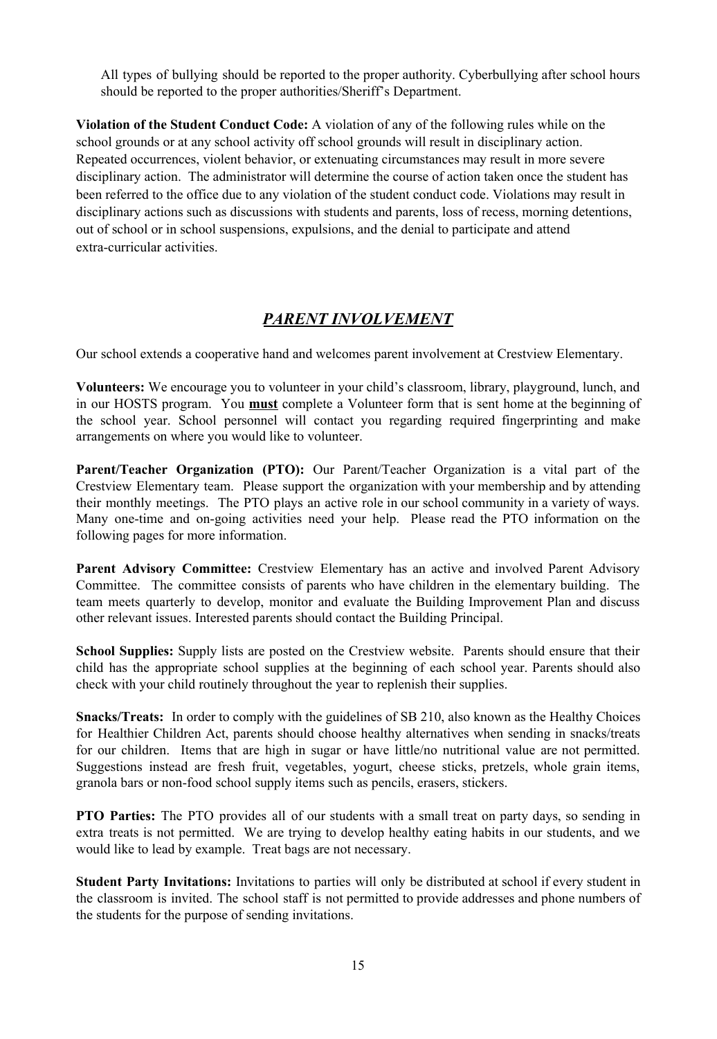All types of bullying should be reported to the proper authority. Cyberbullying after school hours should be reported to the proper authorities/Sheriff's Department.

**Violation of the Student Conduct Code:** A violation of any of the following rules while on the school grounds or at any school activity off school grounds will result in disciplinary action. Repeated occurrences, violent behavior, or extenuating circumstances may result in more severe disciplinary action. The administrator will determine the course of action taken once the student has been referred to the office due to any violation of the student conduct code. Violations may result in disciplinary actions such as discussions with students and parents, loss of recess, morning detentions, out of school or in school suspensions, expulsions, and the denial to participate and attend extra-curricular activities.

## ***PARENT INVOLVEMENT***

Our school extends a cooperative hand and welcomes parent involvement at Crestview Elementary.

**Volunteers:** We encourage you to volunteer in your child's classroom, library, playground, lunch, and in our HOSTS program. You **must** complete a Volunteer form that is sent home at the beginning of the school year. School personnel will contact you regarding required fingerprinting and make arrangements on where you would like to volunteer.

**Parent/Teacher Organization (PTO):** Our Parent/Teacher Organization is a vital part of the Crestview Elementary team. Please support the organization with your membership and by attending their monthly meetings. The PTO plays an active role in our school community in a variety of ways. Many one-time and on-going activities need your help. Please read the PTO information on the following pages for more information.

**Parent Advisory Committee:** Crestview Elementary has an active and involved Parent Advisory Committee. The committee consists of parents who have children in the elementary building. The team meets quarterly to develop, monitor and evaluate the Building Improvement Plan and discuss other relevant issues. Interested parents should contact the Building Principal.

**School Supplies:** Supply lists are posted on the Crestview website. Parents should ensure that their child has the appropriate school supplies at the beginning of each school year. Parents should also check with your child routinely throughout the year to replenish their supplies.

**Snacks/Treats:** In order to comply with the guidelines of SB 210, also known as the Healthy Choices for Healthier Children Act, parents should choose healthy alternatives when sending in snacks/treats for our children. Items that are high in sugar or have little/no nutritional value are not permitted. Suggestions instead are fresh fruit, vegetables, yogurt, cheese sticks, pretzels, whole grain items, granola bars or non-food school supply items such as pencils, erasers, stickers.

**PTO Parties:** The PTO provides all of our students with a small treat on party days, so sending in extra treats is not permitted. We are trying to develop healthy eating habits in our students, and we would like to lead by example. Treat bags are not necessary.

**Student Party Invitations:** Invitations to parties will only be distributed at school if every student in the classroom is invited. The school staff is not permitted to provide addresses and phone numbers of the students for the purpose of sending invitations.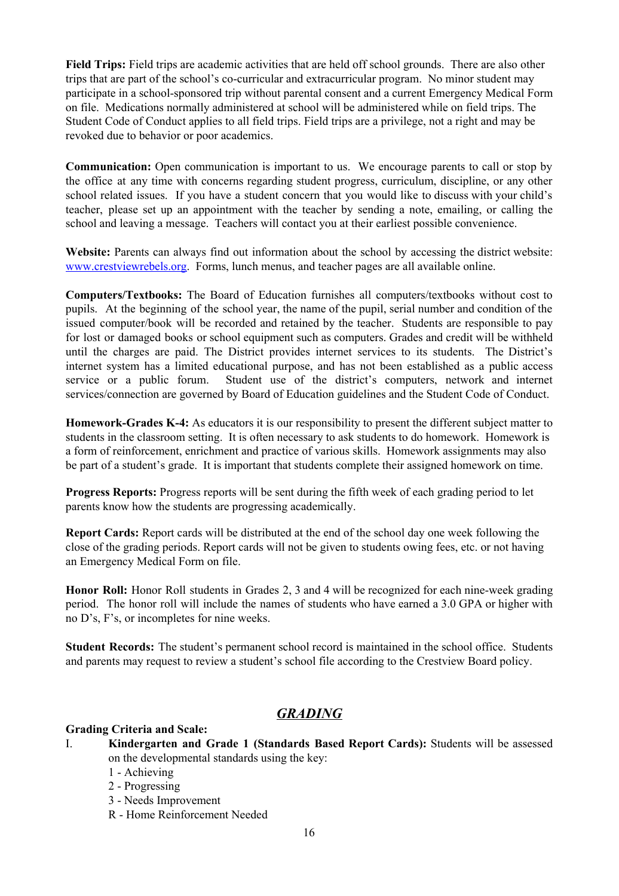**Field Trips:** Field trips are academic activities that are held off school grounds. There are also other trips that are part of the school's co-curricular and extracurricular program. No minor student may participate in a school-sponsored trip without parental consent and a current Emergency Medical Form on file. Medications normally administered at school will be administered while on field trips. The Student Code of Conduct applies to all field trips. Field trips are a privilege, not a right and may be revoked due to behavior or poor academics.

**Communication:** Open communication is important to us. We encourage parents to call or stop by the office at any time with concerns regarding student progress, curriculum, discipline, or any other school related issues. If you have a student concern that you would like to discuss with your child's teacher, please set up an appointment with the teacher by sending a note, emailing, or calling the school and leaving a message. Teachers will contact you at their earliest possible convenience.

**Website:** Parents can always find out information about the school by accessing the district website: [www.crestviewrebels.org](http://www.crestviewrebels.org). Forms, lunch menus, and teacher pages are all available online.

**Computers/Textbooks:** The Board of Education furnishes all computers/textbooks without cost to pupils. At the beginning of the school year, the name of the pupil, serial number and condition of the issued computer/book will be recorded and retained by the teacher. Students are responsible to pay for lost or damaged books or school equipment such as computers. Grades and credit will be withheld until the charges are paid. The District provides internet services to its students. The District's internet system has a limited educational purpose, and has not been established as a public access service or a public forum. Student use of the district's computers, network and internet services/connection are governed by Board of Education guidelines and the Student Code of Conduct.

**Homework-Grades K-4:** As educators it is our responsibility to present the different subject matter to students in the classroom setting. It is often necessary to ask students to do homework. Homework is a form of reinforcement, enrichment and practice of various skills. Homework assignments may also be part of a student's grade. It is important that students complete their assigned homework on time.

**Progress Reports:** Progress reports will be sent during the fifth week of each grading period to let parents know how the students are progressing academically.

**Report Cards:** Report cards will be distributed at the end of the school day one week following the close of the grading periods. Report cards will not be given to students owing fees, etc. or not having an Emergency Medical Form on file.

**Honor Roll:** Honor Roll students in Grades 2, 3 and 4 will be recognized for each nine-week grading period. The honor roll will include the names of students who have earned a 3.0 GPA or higher with no D's, F's, or incompletes for nine weeks.

**Student Records:** The student's permanent school record is maintained in the school office. Students and parents may request to review a student's school file according to the Crestview Board policy.

## ***GRADING***

**Grading Criteria and Scale:**

I. **Kindergarten and Grade 1 (Standards Based Report Cards):** Students will be assessed on the developmental standards using the key:

   1 - Achieving
   2 - Progressing
   3 - Needs Improvement
   R - Home Reinforcement Needed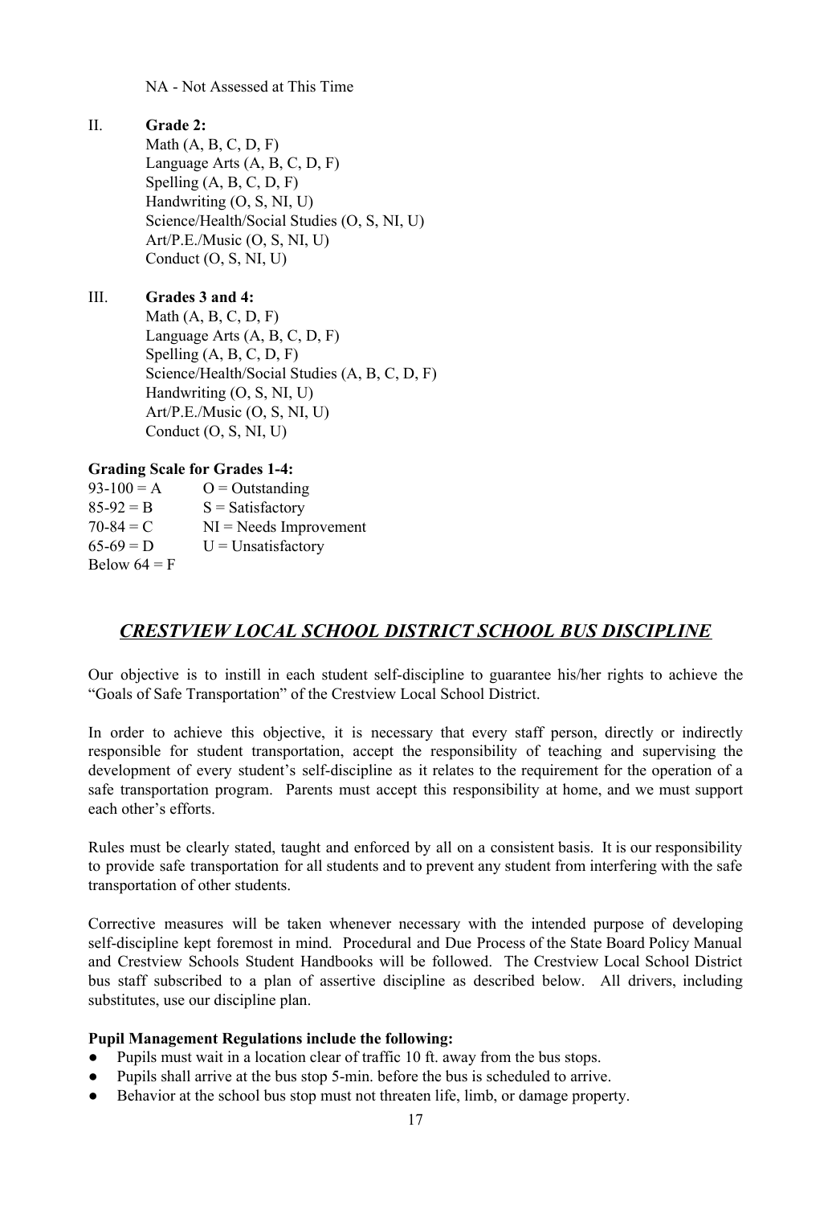NA - Not Assessed at This Time

II. **Grade 2:**

Math (A, B, C, D, F)
Language Arts (A, B, C, D, F)
Spelling (A, B, C, D, F)
Handwriting (O, S, NI, U)
Science/Health/Social Studies (O, S, NI, U)
Art/P.E./Music (O, S, NI, U)
Conduct (O, S, NI, U)

III. **Grades 3 and 4:**

Math (A, B, C, D, F)
Language Arts (A, B, C, D, F)
Spelling (A, B, C, D, F)
Science/Health/Social Studies (A, B, C, D, F)
Handwriting (O, S, NI, U)
Art/P.E./Music (O, S, NI, U)
Conduct (O, S, NI, U)

**Grading Scale for Grades 1-4:**

| | |
|---|---|
| 93-100 = A | O = Outstanding |
| 85-92 = B | S = Satisfactory |
| 70-84 = C | NI = Needs Improvement |
| 65-69 = D | U = Unsatisfactory |
| Below 64 = F | |

## ***CRESTVIEW LOCAL SCHOOL DISTRICT SCHOOL BUS DISCIPLINE***

Our objective is to instill in each student self-discipline to guarantee his/her rights to achieve the "Goals of Safe Transportation" of the Crestview Local School District.

In order to achieve this objective, it is necessary that every staff person, directly or indirectly responsible for student transportation, accept the responsibility of teaching and supervising the development of every student's self-discipline as it relates to the requirement for the operation of a safe transportation program. Parents must accept this responsibility at home, and we must support each other's efforts.

Rules must be clearly stated, taught and enforced by all on a consistent basis. It is our responsibility to provide safe transportation for all students and to prevent any student from interfering with the safe transportation of other students.

Corrective measures will be taken whenever necessary with the intended purpose of developing self-discipline kept foremost in mind. Procedural and Due Process of the State Board Policy Manual and Crestview Schools Student Handbooks will be followed. The Crestview Local School District bus staff subscribed to a plan of assertive discipline as described below. All drivers, including substitutes, use our discipline plan.

**Pupil Management Regulations include the following:**

- Pupils must wait in a location clear of traffic 10 ft. away from the bus stops.
- Pupils shall arrive at the bus stop 5-min. before the bus is scheduled to arrive.
- Behavior at the school bus stop must not threaten life, limb, or damage property.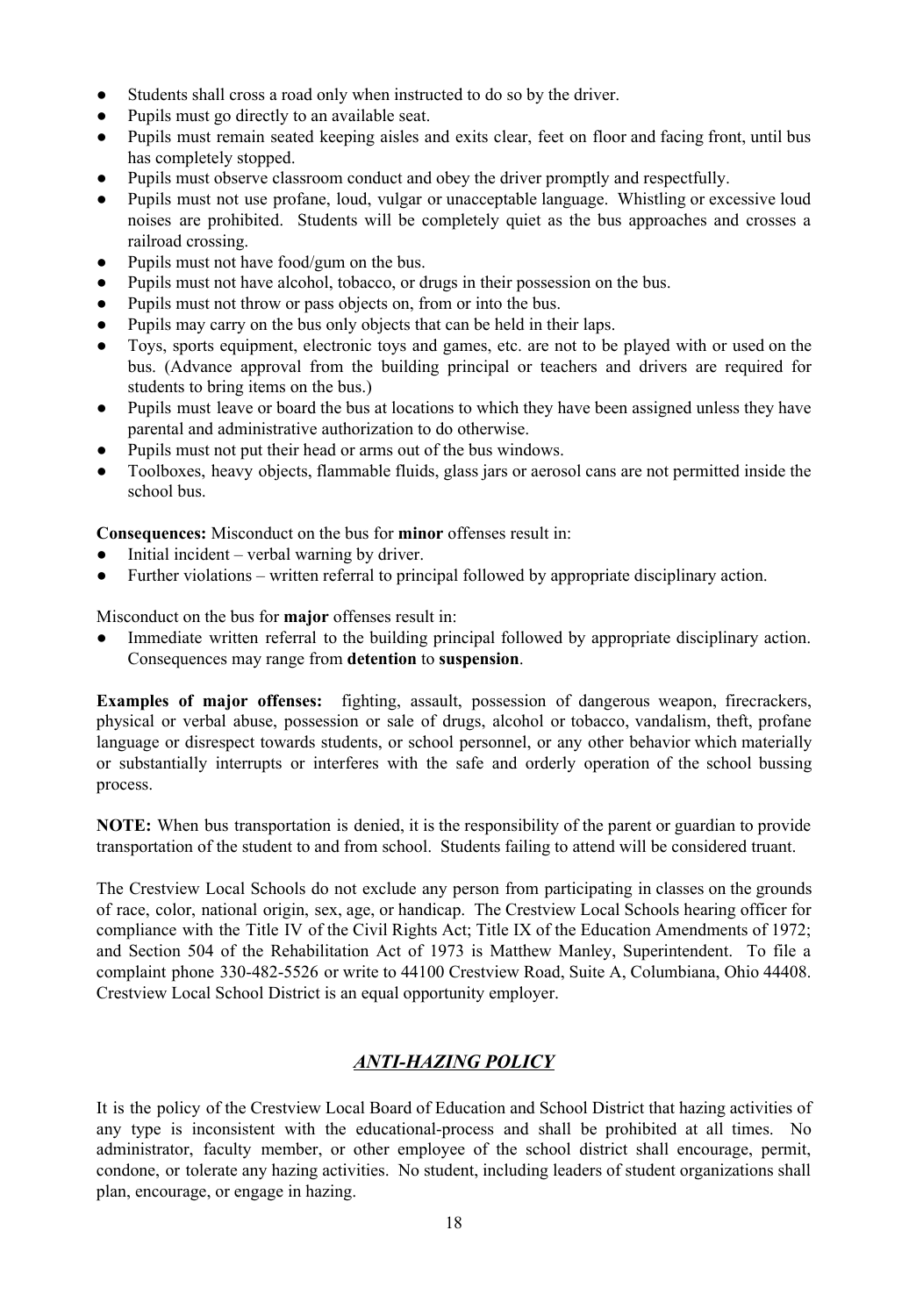- Students shall cross a road only when instructed to do so by the driver.
- Pupils must go directly to an available seat.
- Pupils must remain seated keeping aisles and exits clear, feet on floor and facing front, until bus has completely stopped.
- Pupils must observe classroom conduct and obey the driver promptly and respectfully.
- Pupils must not use profane, loud, vulgar or unacceptable language. Whistling or excessive loud noises are prohibited. Students will be completely quiet as the bus approaches and crosses a railroad crossing.
- Pupils must not have food/gum on the bus.
- Pupils must not have alcohol, tobacco, or drugs in their possession on the bus.
- Pupils must not throw or pass objects on, from or into the bus.
- Pupils may carry on the bus only objects that can be held in their laps.
- Toys, sports equipment, electronic toys and games, etc. are not to be played with or used on the bus. (Advance approval from the building principal or teachers and drivers are required for students to bring items on the bus.)
- Pupils must leave or board the bus at locations to which they have been assigned unless they have parental and administrative authorization to do otherwise.
- Pupils must not put their head or arms out of the bus windows.
- Toolboxes, heavy objects, flammable fluids, glass jars or aerosol cans are not permitted inside the school bus.

**Consequences:** Misconduct on the bus for **minor** offenses result in:

- Initial incident – verbal warning by driver.
- Further violations – written referral to principal followed by appropriate disciplinary action.

Misconduct on the bus for **major** offenses result in:

- Immediate written referral to the building principal followed by appropriate disciplinary action. Consequences may range from **detention** to **suspension**.

**Examples of major offenses:** fighting, assault, possession of dangerous weapon, firecrackers, physical or verbal abuse, possession or sale of drugs, alcohol or tobacco, vandalism, theft, profane language or disrespect towards students, or school personnel, or any other behavior which materially or substantially interrupts or interferes with the safe and orderly operation of the school bussing process.

**NOTE:** When bus transportation is denied, it is the responsibility of the parent or guardian to provide transportation of the student to and from school. Students failing to attend will be considered truant.

The Crestview Local Schools do not exclude any person from participating in classes on the grounds of race, color, national origin, sex, age, or handicap. The Crestview Local Schools hearing officer for compliance with the Title IV of the Civil Rights Act; Title IX of the Education Amendments of 1972; and Section 504 of the Rehabilitation Act of 1973 is Matthew Manley, Superintendent. To file a complaint phone 330-482-5526 or write to 44100 Crestview Road, Suite A, Columbiana, Ohio 44408. Crestview Local School District is an equal opportunity employer.

## *ANTI-HAZING POLICY*

It is the policy of the Crestview Local Board of Education and School District that hazing activities of any type is inconsistent with the educational-process and shall be prohibited at all times. No administrator, faculty member, or other employee of the school district shall encourage, permit, condone, or tolerate any hazing activities. No student, including leaders of student organizations shall plan, encourage, or engage in hazing.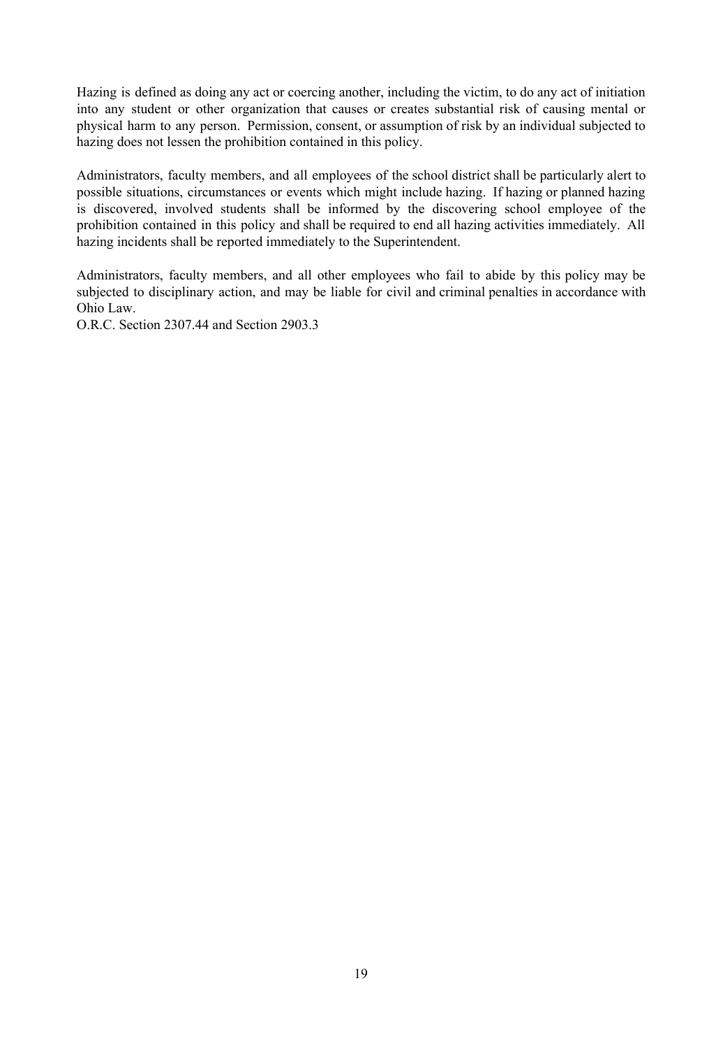Hazing is defined as doing any act or coercing another, including the victim, to do any act of initiation into any student or other organization that causes or creates substantial risk of causing mental or physical harm to any person. Permission, consent, or assumption of risk by an individual subjected to hazing does not lessen the prohibition contained in this policy.

Administrators, faculty members, and all employees of the school district shall be particularly alert to possible situations, circumstances or events which might include hazing. If hazing or planned hazing is discovered, involved students shall be informed by the discovering school employee of the prohibition contained in this policy and shall be required to end all hazing activities immediately. All hazing incidents shall be reported immediately to the Superintendent.

Administrators, faculty members, and all other employees who fail to abide by this policy may be subjected to disciplinary action, and may be liable for civil and criminal penalties in accordance with Ohio Law.
O.R.C. Section 2307.44 and Section 2903.3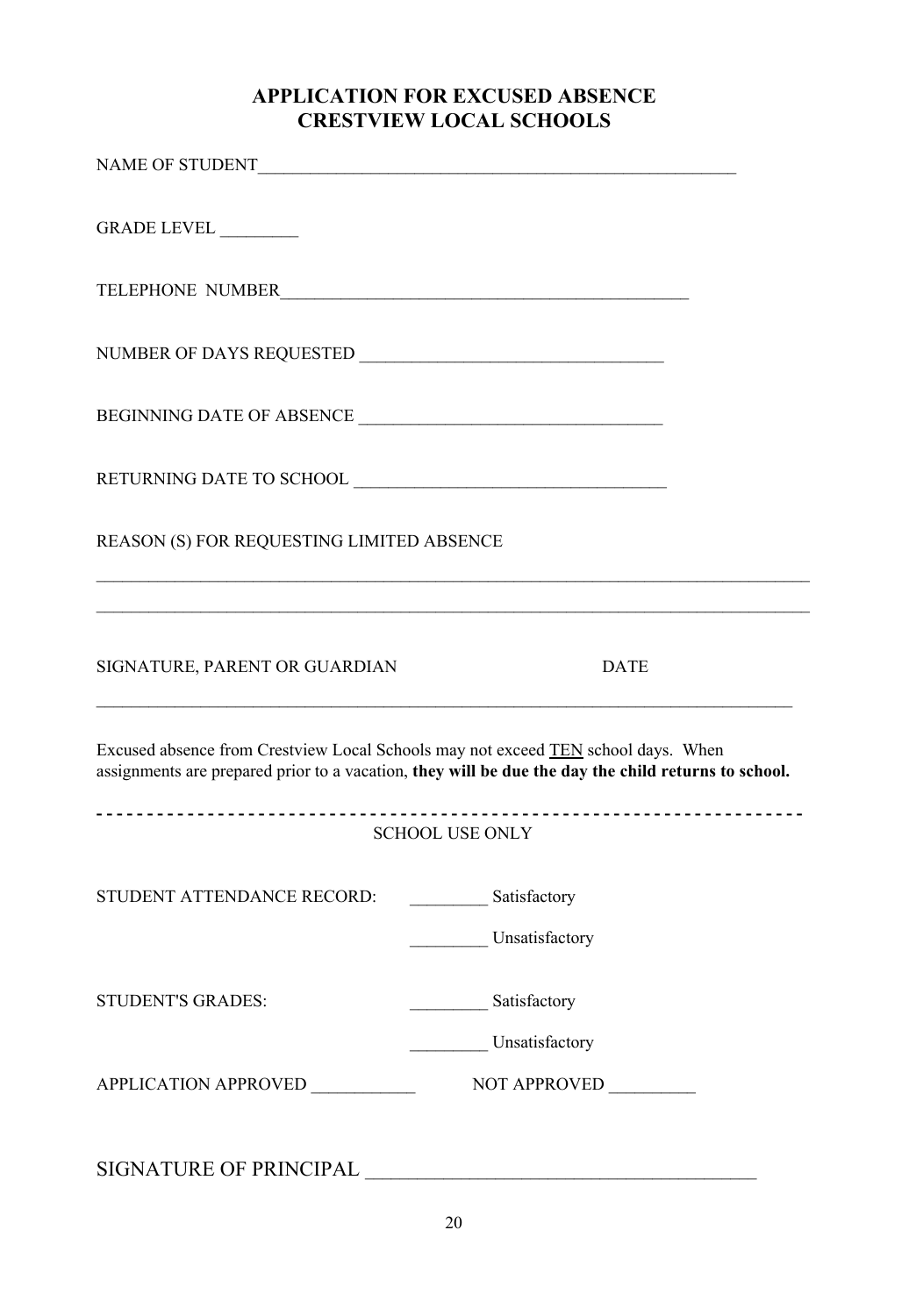# APPLICATION FOR EXCUSED ABSENCE
# CRESTVIEW LOCAL SCHOOLS

NAME OF STUDENT_______________________________________________________

GRADE LEVEL _________

TELEPHONE NUMBER_______________________________________________

NUMBER OF DAYS REQUESTED ___________________________________

BEGINNING DATE OF ABSENCE ___________________________________

RETURNING DATE TO SCHOOL ____________________________________

REASON (S) FOR REQUESTING LIMITED ABSENCE

_____________________________________________________________________________________

_____________________________________________________________________________________

SIGNATURE, PARENT OR GUARDIAN DATE

_____________________________________________________________________________________

Excused absence from Crestview Local Schools may not exceed <u>TEN</u> school days. When assignments are prepared prior to a vacation, **they will be due the day the child returns to school.**

- - - - - - - - - - - - - - - - - - - - - - - - - - - - - - - - - - - - - - - - - - - - - - - - - - - - - - - - - - - - - - - -

SCHOOL USE ONLY

STUDENT ATTENDANCE RECORD: _________ Satisfactory

_________ Unsatisfactory

STUDENT'S GRADES: _________ Satisfactory

_________ Unsatisfactory

APPLICATION APPROVED ____________ NOT APPROVED __________

SIGNATURE OF PRINCIPAL ________________________________________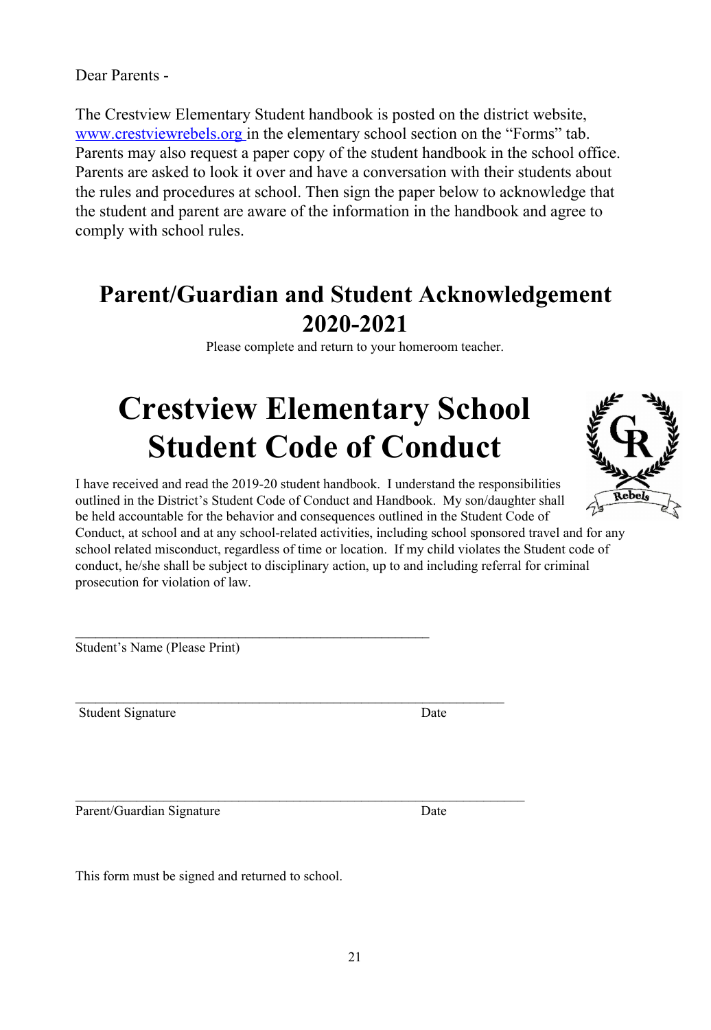Dear Parents -

The Crestview Elementary Student handbook is posted on the district website, [www.crestviewrebels.org](http://www.crestviewrebels.org) in the elementary school section on the "Forms" tab. Parents may also request a paper copy of the student handbook in the school office. Parents are asked to look it over and have a conversation with their students about the rules and procedures at school. Then sign the paper below to acknowledge that the student and parent are aware of the information in the handbook and agree to comply with school rules.

## Parent/Guardian and Student Acknowledgement 2020-2021

Please complete and return to your homeroom teacher.

# Crestview Elementary School Student Code of Conduct

I have received and read the 2019-20 student handbook. I understand the responsibilities outlined in the District's Student Code of Conduct and Handbook. My son/daughter shall be held accountable for the behavior and consequences outlined in the Student Code of Conduct, at school and at any school-related activities, including school sponsored travel and for any school related misconduct, regardless of time or location. If my child violates the Student code of conduct, he/she shall be subject to disciplinary action, up to and including referral for criminal prosecution for violation of law.

\_\_\_\_\_\_\_\_\_\_\_\_\_\_\_\_\_\_\_\_\_\_\_\_\_\_\_\_\_\_\_\_\_\_\_\_\_\_\_\_\_\_\_\_\_\_\_\_
Student's Name (Please Print)

\_\_\_\_\_\_\_\_\_\_\_\_\_\_\_\_\_\_\_\_\_\_\_\_\_\_\_\_\_\_\_\_\_\_\_\_\_\_\_\_\_\_\_\_\_\_\_\_\_\_\_\_\_\_\_\_\_\_\_\_
Student Signature Date

\_\_\_\_\_\_\_\_\_\_\_\_\_\_\_\_\_\_\_\_\_\_\_\_\_\_\_\_\_\_\_\_\_\_\_\_\_\_\_\_\_\_\_\_\_\_\_\_\_\_\_\_\_\_\_\_\_\_\_\_\_\_
Parent/Guardian Signature Date

This form must be signed and returned to school.